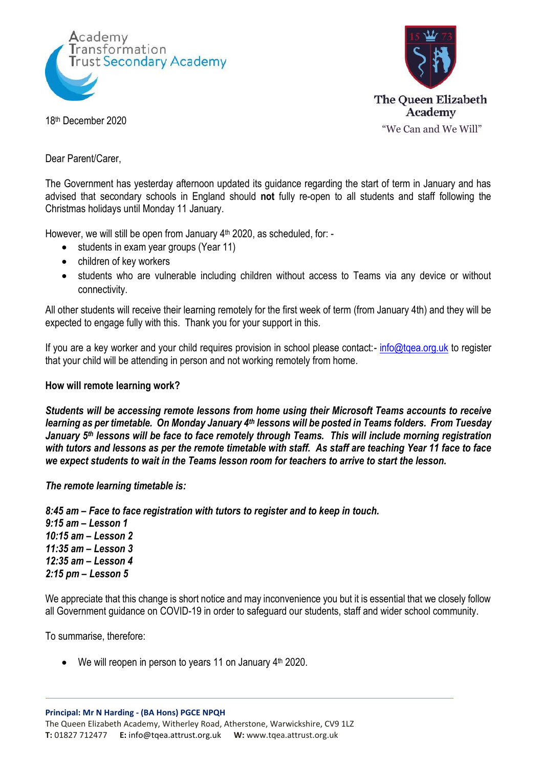Academy Transformation Trust Secondary Academy

The Queen Elizabeth Academy
"We Can and We Will"

18th December 2020

Dear Parent/Carer,

The Government has yesterday afternoon updated its guidance regarding the start of term in January and has advised that secondary schools in England should **not** fully re-open to all students and staff following the Christmas holidays until Monday 11 January.

However, we will still be open from January 4th 2020, as scheduled, for: -

- students in exam year groups (Year 11)
- children of key workers
- students who are vulnerable including children without access to Teams via any device or without connectivity.

All other students will receive their learning remotely for the first week of term (from January 4th) and they will be expected to engage fully with this. Thank you for your support in this.

If you are a key worker and your child requires provision in school please contact:- info@tqea.org.uk to register that your child will be attending in person and not working remotely from home.

**How will remote learning work?**

***Students will be accessing remote lessons from home using their Microsoft Teams accounts to receive learning as per timetable. On Monday January 4th lessons will be posted in Teams folders. From Tuesday January 5th lessons will be face to face remotely through Teams. This will include morning registration with tutors and lessons as per the remote timetable with staff. As staff are teaching Year 11 face to face we expect students to wait in the Teams lesson room for teachers to arrive to start the lesson.***

***The remote learning timetable is:***

***8:45 am – Face to face registration with tutors to register and to keep in touch.***
***9:15 am – Lesson 1***
***10:15 am – Lesson 2***
***11:35 am – Lesson 3***
***12:35 am – Lesson 4***
***2:15 pm – Lesson 5***

We appreciate that this change is short notice and may inconvenience you but it is essential that we closely follow all Government guidance on COVID-19 in order to safeguard our students, staff and wider school community.

To summarise, therefore:

- We will reopen in person to years 11 on January 4th 2020.

**Principal: Mr N Harding - (BA Hons) PGCE NPQH**
The Queen Elizabeth Academy, Witherley Road, Atherstone, Warwickshire, CV9 1LZ
**T:** 01827 712477 **E:** info@tqea.attrust.org.uk **W:** www.tqea.attrust.org.uk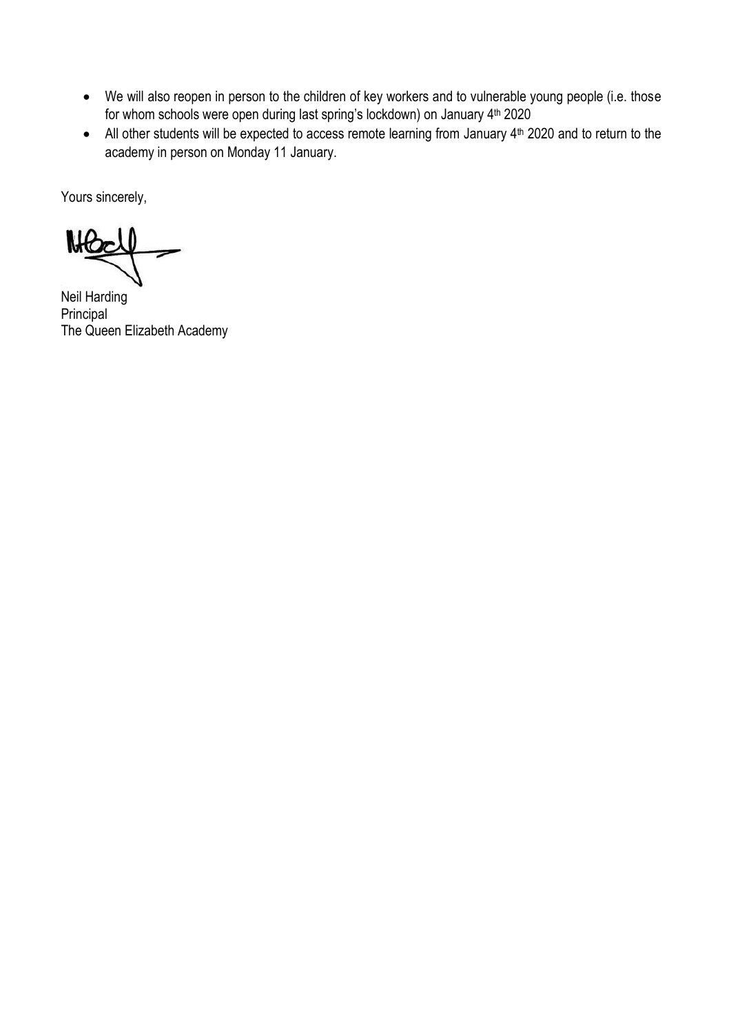- We will also reopen in person to the children of key workers and to vulnerable young people (i.e. those for whom schools were open during last spring's lockdown) on January 4th 2020
- All other students will be expected to access remote learning from January 4th 2020 and to return to the academy in person on Monday 11 January.

Yours sincerely,

Neil Harding
Principal
The Queen Elizabeth Academy